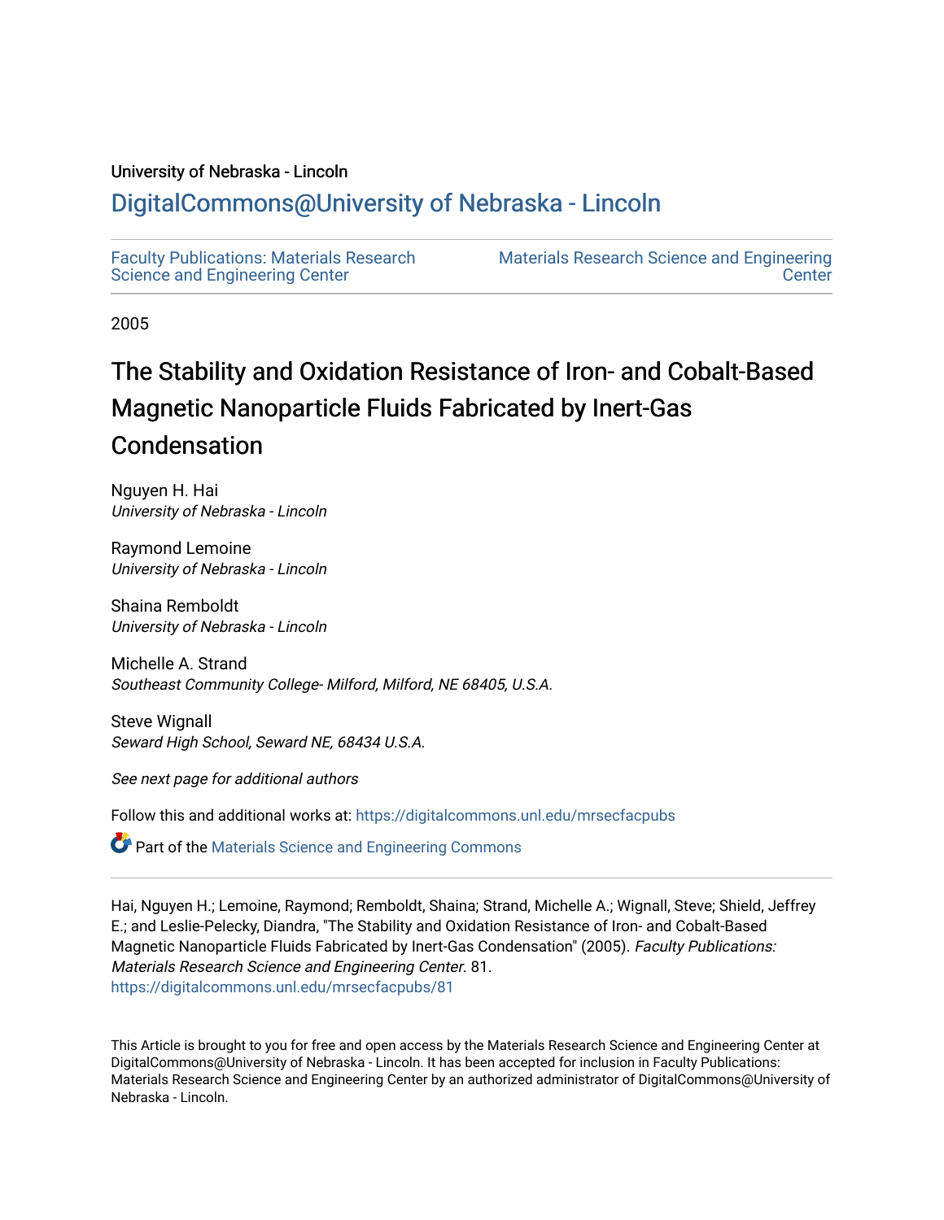University of Nebraska - Lincoln

# DigitalCommons@University of Nebraska - Lincoln

Faculty Publications: Materials Research Science and Engineering Center

Materials Research Science and Engineering Center

2005

# The Stability and Oxidation Resistance of Iron- and Cobalt-Based Magnetic Nanoparticle Fluids Fabricated by Inert-Gas Condensation

Nguyen H. Hai
*University of Nebraska - Lincoln*

Raymond Lemoine
*University of Nebraska - Lincoln*

Shaina Remboldt
*University of Nebraska - Lincoln*

Michelle A. Strand
*Southeast Community College- Milford, Milford, NE 68405, U.S.A.*

Steve Wignall
*Seward High School, Seward NE, 68434 U.S.A.*

*See next page for additional authors*

Follow this and additional works at: https://digitalcommons.unl.edu/mrsecfacpubs

Part of the Materials Science and Engineering Commons

Hai, Nguyen H.; Lemoine, Raymond; Remboldt, Shaina; Strand, Michelle A.; Wignall, Steve; Shield, Jeffrey E.; and Leslie-Pelecky, Diandra, "The Stability and Oxidation Resistance of Iron- and Cobalt-Based Magnetic Nanoparticle Fluids Fabricated by Inert-Gas Condensation" (2005). *Faculty Publications: Materials Research Science and Engineering Center*. 81.
https://digitalcommons.unl.edu/mrsecfacpubs/81

This Article is brought to you for free and open access by the Materials Research Science and Engineering Center at DigitalCommons@University of Nebraska - Lincoln. It has been accepted for inclusion in Faculty Publications: Materials Research Science and Engineering Center by an authorized administrator of DigitalCommons@University of Nebraska - Lincoln.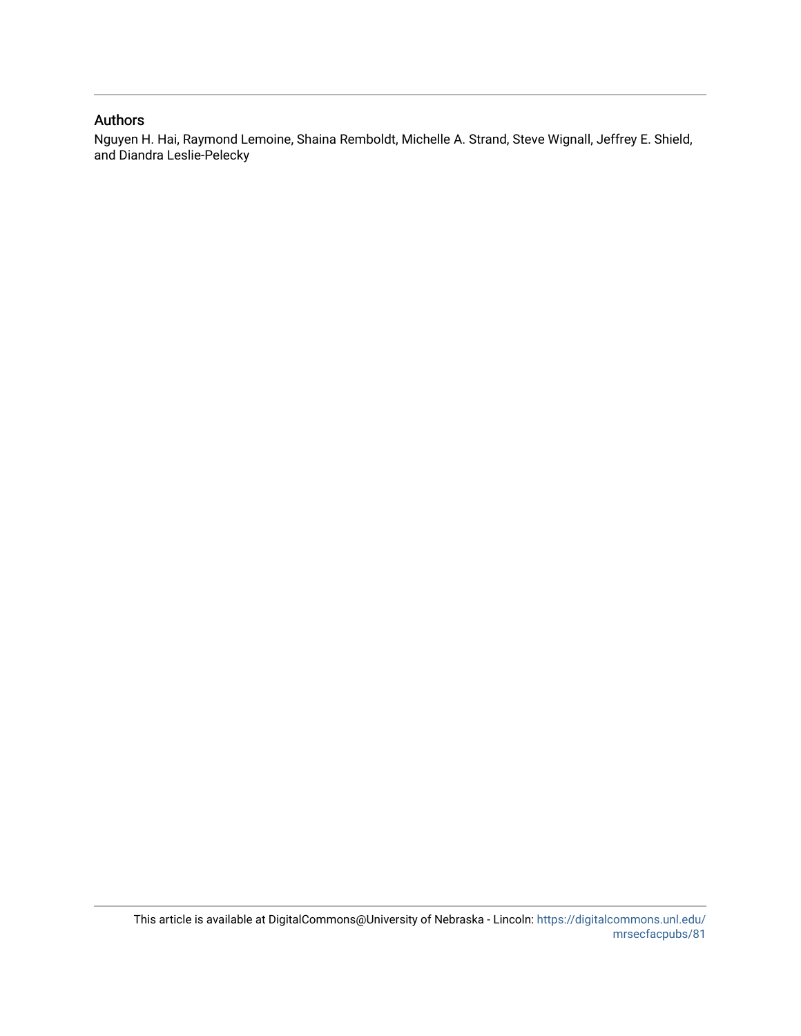## Authors

Nguyen H. Hai, Raymond Lemoine, Shaina Remboldt, Michelle A. Strand, Steve Wignall, Jeffrey E. Shield, and Diandra Leslie-Pelecky

This article is available at DigitalCommons@University of Nebraska - Lincoln: https://digitalcommons.unl.edu/mrsecfacpubs/81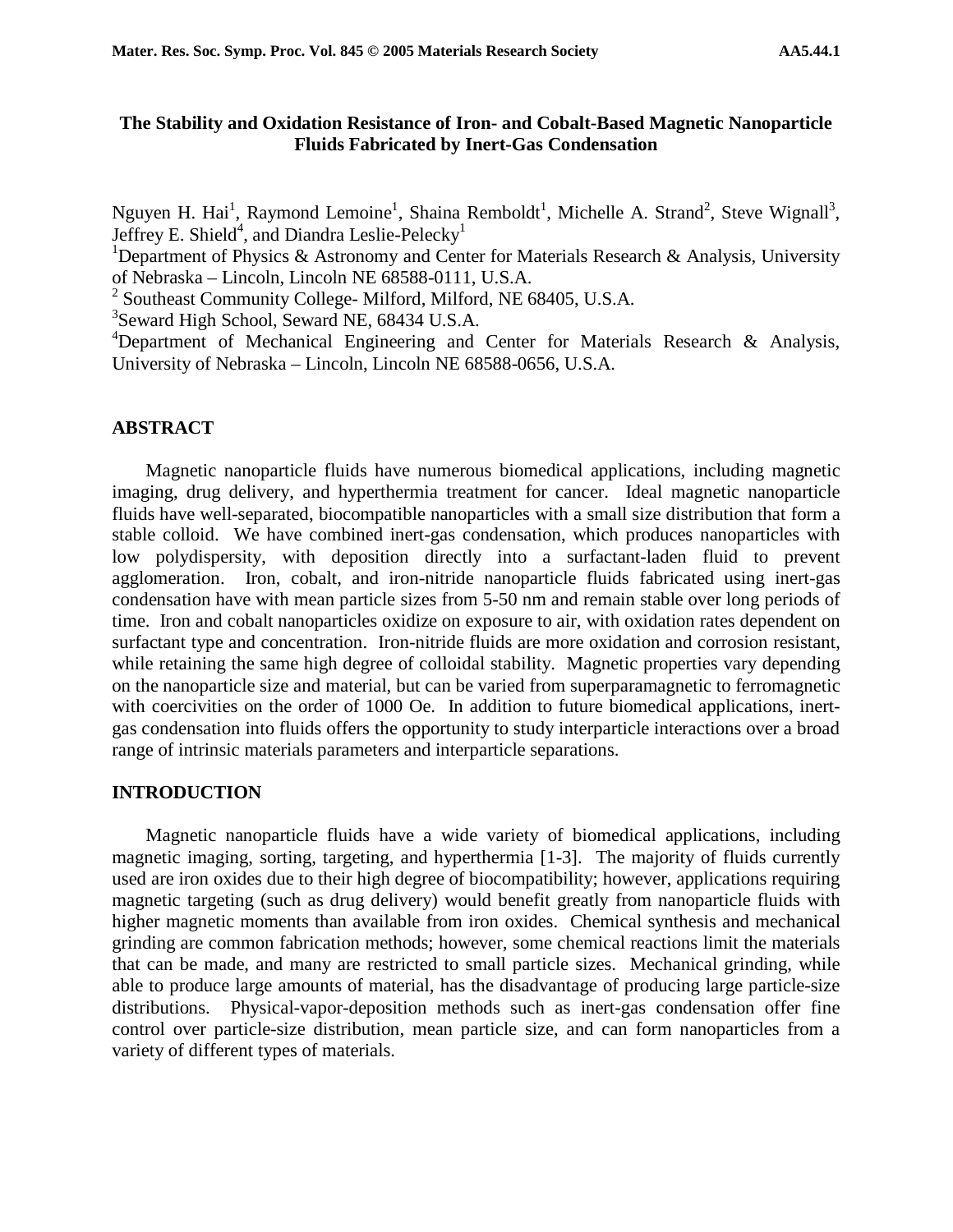# The Stability and Oxidation Resistance of Iron- and Cobalt-Based Magnetic Nanoparticle Fluids Fabricated by Inert-Gas Condensation

Nguyen H. Hai[1], Raymond Lemoine[1], Shaina Remboldt[1], Michelle A. Strand[2], Steve Wignall[3], Jeffrey E. Shield[4], and Diandra Leslie-Pelecky[1]

[1]Department of Physics & Astronomy and Center for Materials Research & Analysis, University of Nebraska – Lincoln, Lincoln NE 68588-0111, U.S.A.

[2] Southeast Community College- Milford, Milford, NE 68405, U.S.A.

[3]Seward High School, Seward NE, 68434 U.S.A.

[4]Department of Mechanical Engineering and Center for Materials Research & Analysis, University of Nebraska – Lincoln, Lincoln NE 68588-0656, U.S.A.

## ABSTRACT

Magnetic nanoparticle fluids have numerous biomedical applications, including magnetic imaging, drug delivery, and hyperthermia treatment for cancer. Ideal magnetic nanoparticle fluids have well-separated, biocompatible nanoparticles with a small size distribution that form a stable colloid. We have combined inert-gas condensation, which produces nanoparticles with low polydispersity, with deposition directly into a surfactant-laden fluid to prevent agglomeration. Iron, cobalt, and iron-nitride nanoparticle fluids fabricated using inert-gas condensation have with mean particle sizes from 5-50 nm and remain stable over long periods of time. Iron and cobalt nanoparticles oxidize on exposure to air, with oxidation rates dependent on surfactant type and concentration. Iron-nitride fluids are more oxidation and corrosion resistant, while retaining the same high degree of colloidal stability. Magnetic properties vary depending on the nanoparticle size and material, but can be varied from superparamagnetic to ferromagnetic with coercivities on the order of 1000 Oe. In addition to future biomedical applications, inert-gas condensation into fluids offers the opportunity to study interparticle interactions over a broad range of intrinsic materials parameters and interparticle separations.

## INTRODUCTION

Magnetic nanoparticle fluids have a wide variety of biomedical applications, including magnetic imaging, sorting, targeting, and hyperthermia [1-3]. The majority of fluids currently used are iron oxides due to their high degree of biocompatibility; however, applications requiring magnetic targeting (such as drug delivery) would benefit greatly from nanoparticle fluids with higher magnetic moments than available from iron oxides. Chemical synthesis and mechanical grinding are common fabrication methods; however, some chemical reactions limit the materials that can be made, and many are restricted to small particle sizes. Mechanical grinding, while able to produce large amounts of material, has the disadvantage of producing large particle-size distributions. Physical-vapor-deposition methods such as inert-gas condensation offer fine control over particle-size distribution, mean particle size, and can form nanoparticles from a variety of different types of materials.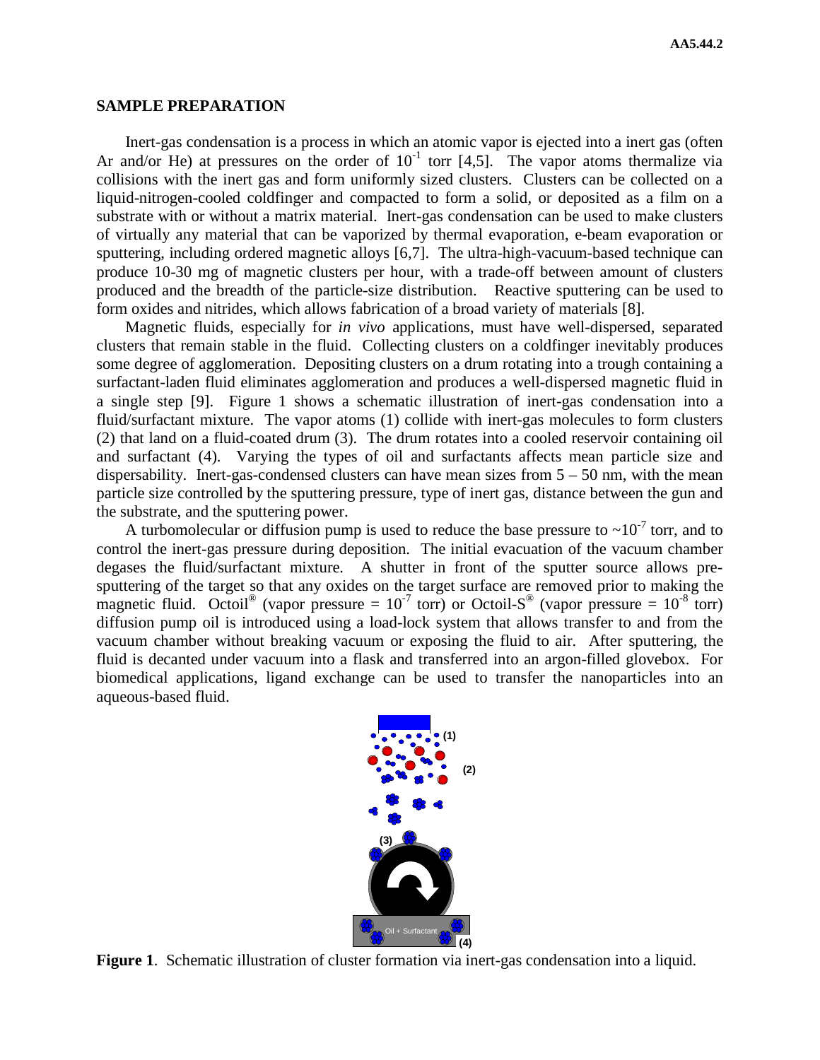## SAMPLE PREPARATION

Inert-gas condensation is a process in which an atomic vapor is ejected into a inert gas (often Ar and/or He) at pressures on the order of $10^{-1}$ torr [4,5]. The vapor atoms thermalize via collisions with the inert gas and form uniformly sized clusters. Clusters can be collected on a liquid-nitrogen-cooled coldfinger and compacted to form a solid, or deposited as a film on a substrate with or without a matrix material. Inert-gas condensation can be used to make clusters of virtually any material that can be vaporized by thermal evaporation, e-beam evaporation or sputtering, including ordered magnetic alloys [6,7]. The ultra-high-vacuum-based technique can produce 10-30 mg of magnetic clusters per hour, with a trade-off between amount of clusters produced and the breadth of the particle-size distribution. Reactive sputtering can be used to form oxides and nitrides, which allows fabrication of a broad variety of materials [8].

Magnetic fluids, especially for *in vivo* applications, must have well-dispersed, separated clusters that remain stable in the fluid. Collecting clusters on a coldfinger inevitably produces some degree of agglomeration. Depositing clusters on a drum rotating into a trough containing a surfactant-laden fluid eliminates agglomeration and produces a well-dispersed magnetic fluid in a single step [9]. Figure 1 shows a schematic illustration of inert-gas condensation into a fluid/surfactant mixture. The vapor atoms (1) collide with inert-gas molecules to form clusters (2) that land on a fluid-coated drum (3). The drum rotates into a cooled reservoir containing oil and surfactant (4). Varying the types of oil and surfactants affects mean particle size and dispersability. Inert-gas-condensed clusters can have mean sizes from 5 – 50 nm, with the mean particle size controlled by the sputtering pressure, type of inert gas, distance between the gun and the substrate, and the sputtering power.

A turbomolecular or diffusion pump is used to reduce the base pressure to ~$10^{-7}$ torr, and to control the inert-gas pressure during deposition. The initial evacuation of the vacuum chamber degases the fluid/surfactant mixture. A shutter in front of the sputter source allows pre-sputtering of the target so that any oxides on the target surface are removed prior to making the magnetic fluid. Octoil® (vapor pressure = $10^{-7}$ torr) or Octoil-S® (vapor pressure = $10^{-8}$ torr) diffusion pump oil is introduced using a load-lock system that allows transfer to and from the vacuum chamber without breaking vacuum or exposing the fluid to air. After sputtering, the fluid is decanted under vacuum into a flask and transferred into an argon-filled glovebox. For biomedical applications, ligand exchange can be used to transfer the nanoparticles into an aqueous-based fluid.

**Figure 1**. Schematic illustration of cluster formation via inert-gas condensation into a liquid.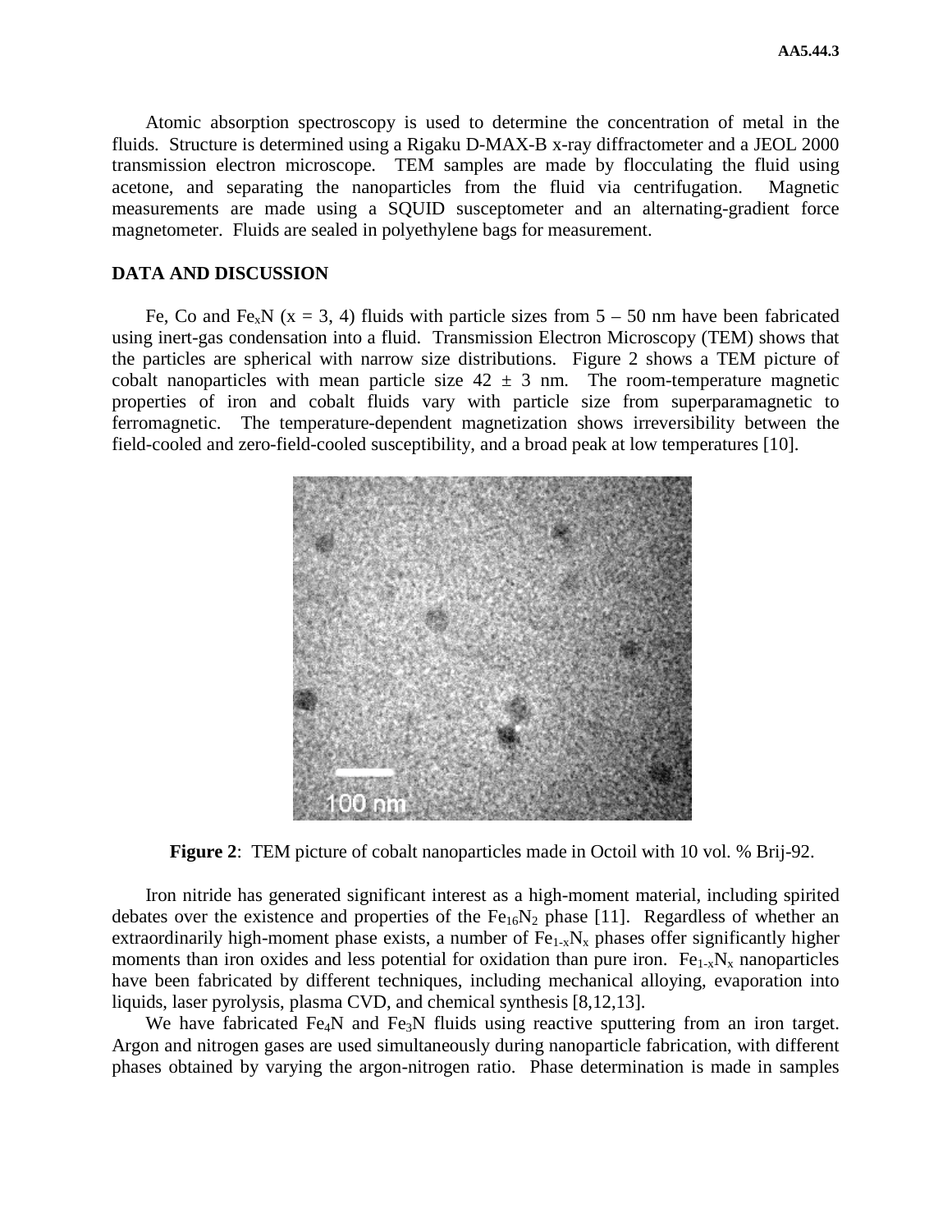Atomic absorption spectroscopy is used to determine the concentration of metal in the fluids. Structure is determined using a Rigaku D-MAX-B x-ray diffractometer and a JEOL 2000 transmission electron microscope. TEM samples are made by flocculating the fluid using acetone, and separating the nanoparticles from the fluid via centrifugation. Magnetic measurements are made using a SQUID susceptometer and an alternating-gradient force magnetometer. Fluids are sealed in polyethylene bags for measurement.

## DATA AND DISCUSSION

Fe, Co and $Fe_xN$ (x = 3, 4) fluids with particle sizes from 5 – 50 nm have been fabricated using inert-gas condensation into a fluid. Transmission Electron Microscopy (TEM) shows that the particles are spherical with narrow size distributions. Figure 2 shows a TEM picture of cobalt nanoparticles with mean particle size 42 ± 3 nm. The room-temperature magnetic properties of iron and cobalt fluids vary with particle size from superparamagnetic to ferromagnetic. The temperature-dependent magnetization shows irreversibility between the field-cooled and zero-field-cooled susceptibility, and a broad peak at low temperatures [10].

**Figure 2**: TEM picture of cobalt nanoparticles made in Octoil with 10 vol. % Brij-92.

Iron nitride has generated significant interest as a high-moment material, including spirited debates over the existence and properties of the $Fe_{16}N_2$ phase [11]. Regardless of whether an extraordinarily high-moment phase exists, a number of $Fe_{1-x}N_x$ phases offer significantly higher moments than iron oxides and less potential for oxidation than pure iron. $Fe_{1-x}N_x$ nanoparticles have been fabricated by different techniques, including mechanical alloying, evaporation into liquids, laser pyrolysis, plasma CVD, and chemical synthesis [8,12,13].

We have fabricated $Fe_4N$ and $Fe_3N$ fluids using reactive sputtering from an iron target. Argon and nitrogen gases are used simultaneously during nanoparticle fabrication, with different phases obtained by varying the argon-nitrogen ratio. Phase determination is made in samples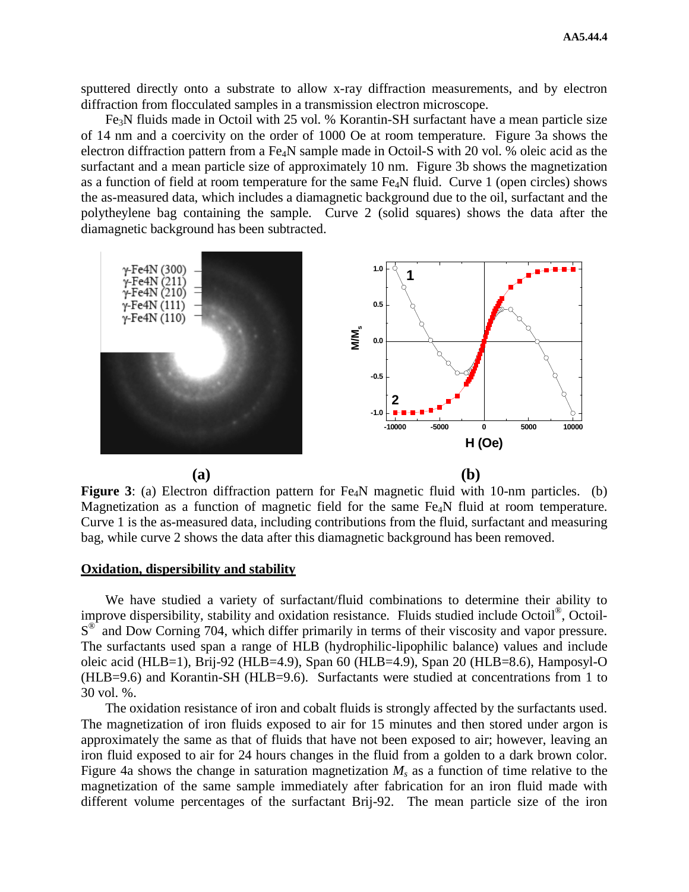sputtered directly onto a substrate to allow x-ray diffraction measurements, and by electron diffraction from flocculated samples in a transmission electron microscope.

$Fe_3N$ fluids made in Octoil with 25 vol. % Korantin-SH surfactant have a mean particle size of 14 nm and a coercivity on the order of 1000 Oe at room temperature. Figure 3a shows the electron diffraction pattern from a $Fe_4N$ sample made in Octoil-S with 20 vol. % oleic acid as the surfactant and a mean particle size of approximately 10 nm. Figure 3b shows the magnetization as a function of field at room temperature for the same $Fe_4N$ fluid. Curve 1 (open circles) shows the as-measured data, which includes a diamagnetic background due to the oil, surfactant and the polytheylene bag containing the sample. Curve 2 (solid squares) shows the data after the diamagnetic background has been subtracted.

**(a)** **(b)**

**Figure 3**: (a) Electron diffraction pattern for $Fe_4N$ magnetic fluid with 10-nm particles. (b) Magnetization as a function of magnetic field for the same $Fe_4N$ fluid at room temperature. Curve 1 is the as-measured data, including contributions from the fluid, surfactant and measuring bag, while curve 2 shows the data after this diamagnetic background has been removed.

**Oxidation, dispersibility and stability**

We have studied a variety of surfactant/fluid combinations to determine their ability to improve dispersibility, stability and oxidation resistance. Fluids studied include Octoil®, Octoil-S® and Dow Corning 704, which differ primarily in terms of their viscosity and vapor pressure. The surfactants used span a range of HLB (hydrophilic-lipophilic balance) values and include oleic acid (HLB=1), Brij-92 (HLB=4.9), Span 60 (HLB=4.9), Span 20 (HLB=8.6), Hamposyl-O (HLB=9.6) and Korantin-SH (HLB=9.6). Surfactants were studied at concentrations from 1 to 30 vol. %.

The oxidation resistance of iron and cobalt fluids is strongly affected by the surfactants used. The magnetization of iron fluids exposed to air for 15 minutes and then stored under argon is approximately the same as that of fluids that have not been exposed to air; however, leaving an iron fluid exposed to air for 24 hours changes in the fluid from a golden to a dark brown color. Figure 4a shows the change in saturation magnetization $M_s$ as a function of time relative to the magnetization of the same sample immediately after fabrication for an iron fluid made with different volume percentages of the surfactant Brij-92. The mean particle size of the iron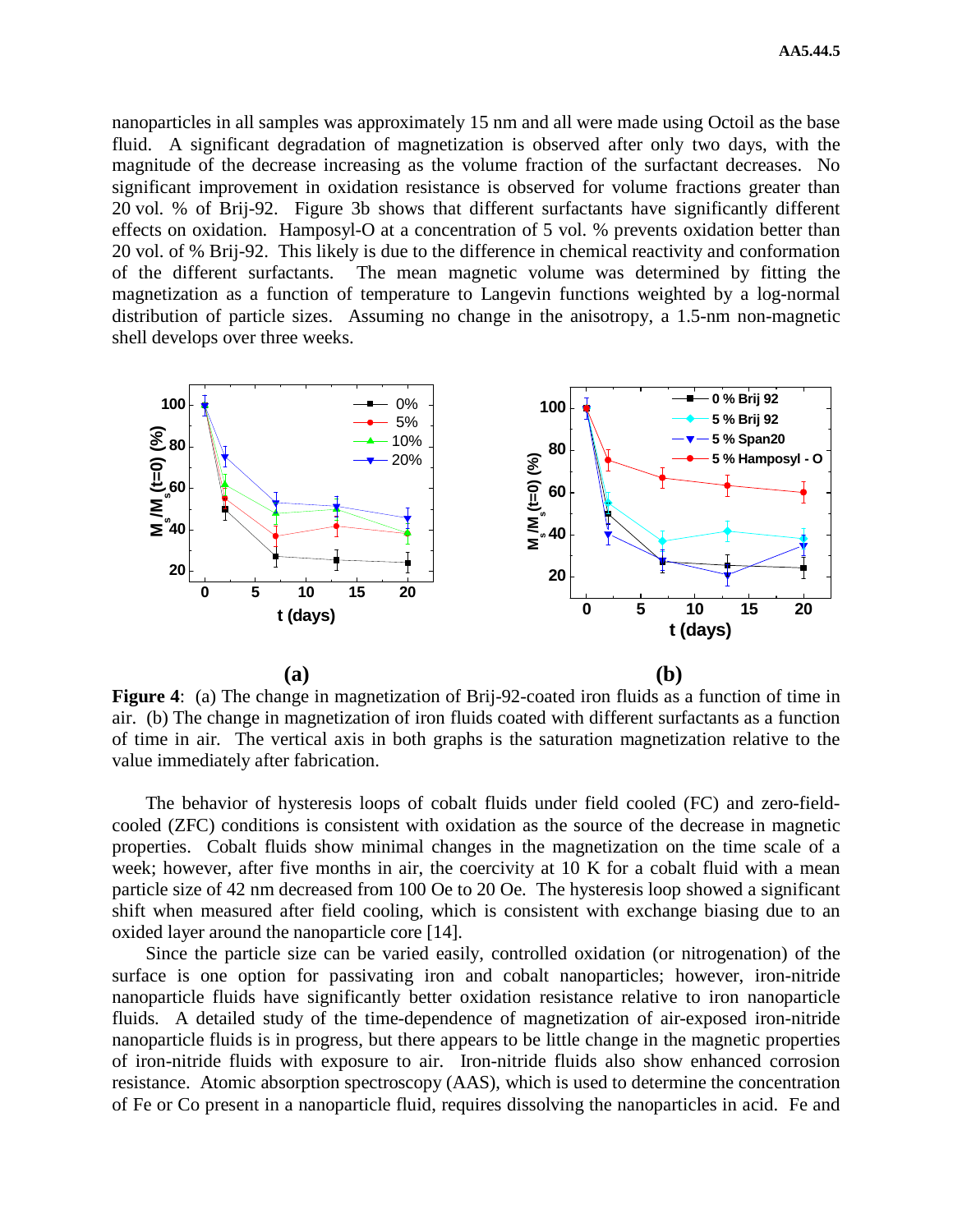nanoparticles in all samples was approximately 15 nm and all were made using Octoil as the base fluid. A significant degradation of magnetization is observed after only two days, with the magnitude of the decrease increasing as the volume fraction of the surfactant decreases. No significant improvement in oxidation resistance is observed for volume fractions greater than 20 vol. % of Brij-92. Figure 3b shows that different surfactants have significantly different effects on oxidation. Hamposyl-O at a concentration of 5 vol. % prevents oxidation better than 20 vol. of % Brij-92. This likely is due to the difference in chemical reactivity and conformation of the different surfactants. The mean magnetic volume was determined by fitting the magnetization as a function of temperature to Langevin functions weighted by a log-normal distribution of particle sizes. Assuming no change in the anisotropy, a 1.5-nm non-magnetic shell develops over three weeks.

**(a)** **(b)**

**Figure 4**: (a) The change in magnetization of Brij-92-coated iron fluids as a function of time in air. (b) The change in magnetization of iron fluids coated with different surfactants as a function of time in air. The vertical axis in both graphs is the saturation magnetization relative to the value immediately after fabrication.

The behavior of hysteresis loops of cobalt fluids under field cooled (FC) and zero-field-cooled (ZFC) conditions is consistent with oxidation as the source of the decrease in magnetic properties. Cobalt fluids show minimal changes in the magnetization on the time scale of a week; however, after five months in air, the coercivity at 10 K for a cobalt fluid with a mean particle size of 42 nm decreased from 100 Oe to 20 Oe. The hysteresis loop showed a significant shift when measured after field cooling, which is consistent with exchange biasing due to an oxided layer around the nanoparticle core [14].

Since the particle size can be varied easily, controlled oxidation (or nitrogenation) of the surface is one option for passivating iron and cobalt nanoparticles; however, iron-nitride nanoparticle fluids have significantly better oxidation resistance relative to iron nanoparticle fluids. A detailed study of the time-dependence of magnetization of air-exposed iron-nitride nanoparticle fluids is in progress, but there appears to be little change in the magnetic properties of iron-nitride fluids with exposure to air. Iron-nitride fluids also show enhanced corrosion resistance. Atomic absorption spectroscopy (AAS), which is used to determine the concentration of Fe or Co present in a nanoparticle fluid, requires dissolving the nanoparticles in acid. Fe and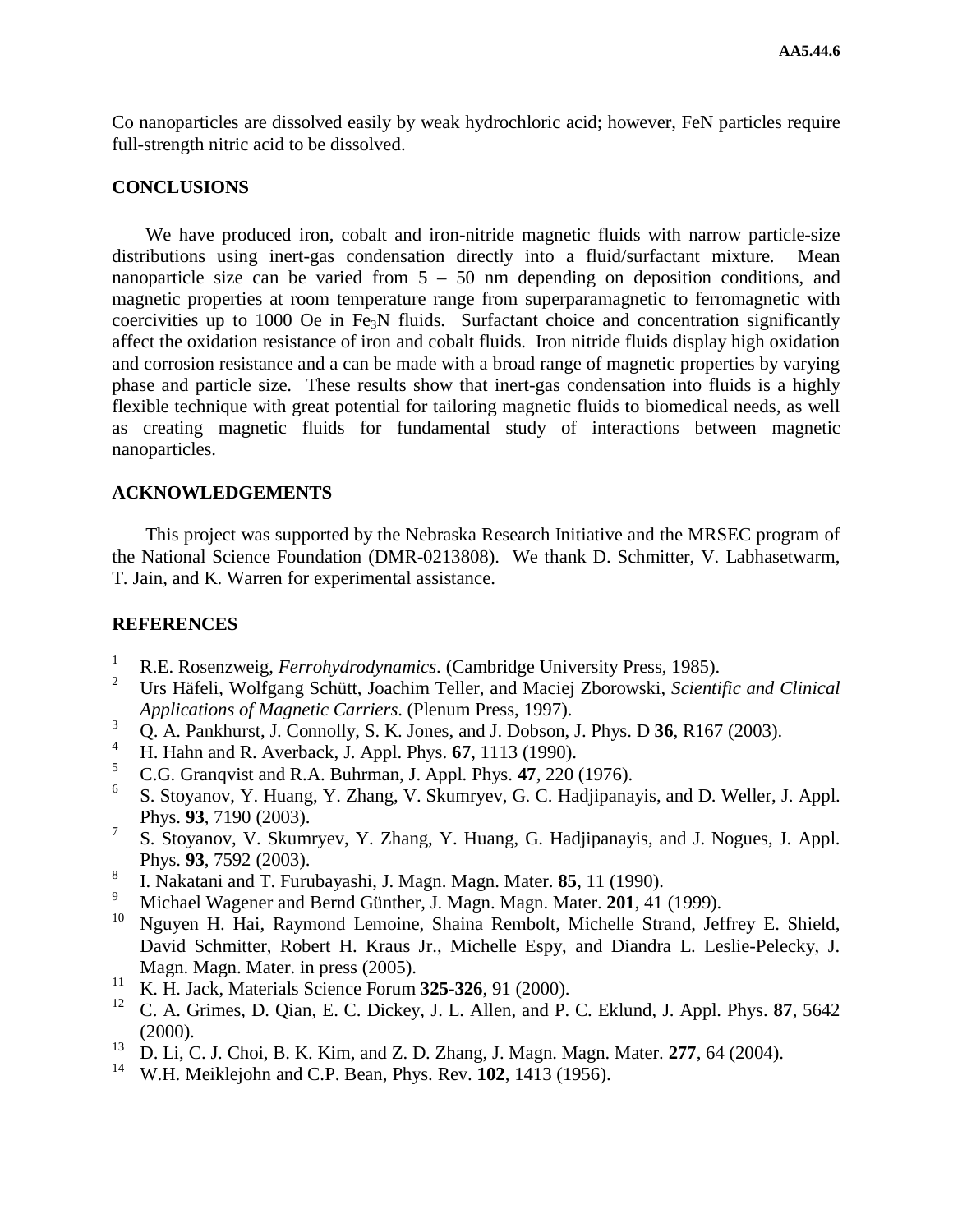Co nanoparticles are dissolved easily by weak hydrochloric acid; however, FeN particles require full-strength nitric acid to be dissolved.

## CONCLUSIONS

We have produced iron, cobalt and iron-nitride magnetic fluids with narrow particle-size distributions using inert-gas condensation directly into a fluid/surfactant mixture. Mean nanoparticle size can be varied from 5 – 50 nm depending on deposition conditions, and magnetic properties at room temperature range from superparamagnetic to ferromagnetic with coercivities up to 1000 Oe in $Fe_3N$ fluids. Surfactant choice and concentration significantly affect the oxidation resistance of iron and cobalt fluids. Iron nitride fluids display high oxidation and corrosion resistance and a can be made with a broad range of magnetic properties by varying phase and particle size. These results show that inert-gas condensation into fluids is a highly flexible technique with great potential for tailoring magnetic fluids to biomedical needs, as well as creating magnetic fluids for fundamental study of interactions between magnetic nanoparticles.

## ACKNOWLEDGEMENTS

This project was supported by the Nebraska Research Initiative and the MRSEC program of the National Science Foundation (DMR-0213808). We thank D. Schmitter, V. Labhasetwarm, T. Jain, and K. Warren for experimental assistance.

## REFERENCES

1. R.E. Rosenzweig, *Ferrohydrodynamics*. (Cambridge University Press, 1985).
2. Urs Häfeli, Wolfgang Schütt, Joachim Teller, and Maciej Zborowski, *Scientific and Clinical Applications of Magnetic Carriers*. (Plenum Press, 1997).
3. Q. A. Pankhurst, J. Connolly, S. K. Jones, and J. Dobson, J. Phys. D **36**, R167 (2003).
4. H. Hahn and R. Averback, J. Appl. Phys. **67**, 1113 (1990).
5. C.G. Granqvist and R.A. Buhrman, J. Appl. Phys. **47**, 220 (1976).
6. S. Stoyanov, Y. Huang, Y. Zhang, V. Skumryev, G. C. Hadjipanayis, and D. Weller, J. Appl. Phys. **93**, 7190 (2003).
7. S. Stoyanov, V. Skumryev, Y. Zhang, Y. Huang, G. Hadjipanayis, and J. Nogues, J. Appl. Phys. **93**, 7592 (2003).
8. I. Nakatani and T. Furubayashi, J. Magn. Magn. Mater. **85**, 11 (1990).
9. Michael Wagener and Bernd Günther, J. Magn. Magn. Mater. **201**, 41 (1999).
10. Nguyen H. Hai, Raymond Lemoine, Shaina Rembolt, Michelle Strand, Jeffrey E. Shield, David Schmitter, Robert H. Kraus Jr., Michelle Espy, and Diandra L. Leslie-Pelecky, J. Magn. Magn. Mater. in press (2005).
11. K. H. Jack, Materials Science Forum **325-326**, 91 (2000).
12. C. A. Grimes, D. Qian, E. C. Dickey, J. L. Allen, and P. C. Eklund, J. Appl. Phys. **87**, 5642 (2000).
13. D. Li, C. J. Choi, B. K. Kim, and Z. D. Zhang, J. Magn. Magn. Mater. **277**, 64 (2004).
14. W.H. Meiklejohn and C.P. Bean, Phys. Rev. **102**, 1413 (1956).